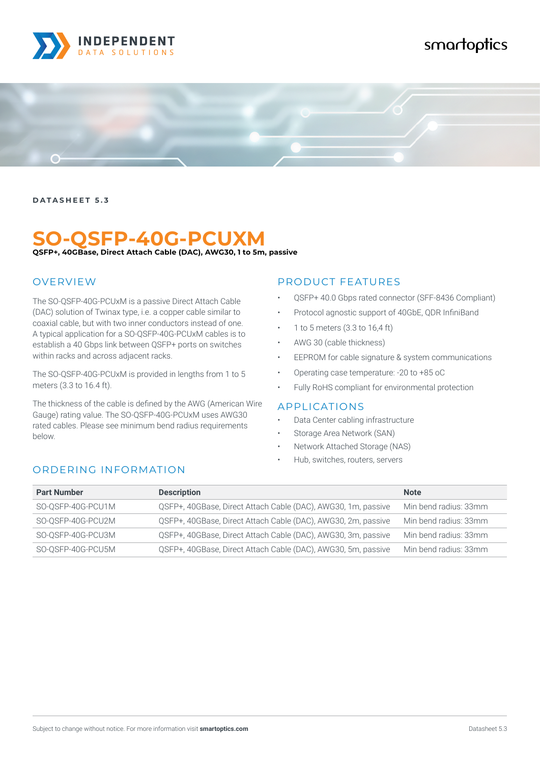DATASHEET 5.3

# SO-QSFP-40G-PCUXM

**QSFP+, 40GBase, Direct Attach Cable (DAC), AWG30, 1 to 5m, passive**

## OVERVIEW

The SO-QSFP-40G-PCUxM is a passive Direct Attach Cable (DAC) solution of Twinax type, i.e. a copper cable similar to coaxial cable, but with two inner conductors instead of one. A typical application for a SO-QSFP-40G-PCUxM cables is to establish a 40 Gbps link between QSFP+ ports on switches within racks and across adjacent racks.

The SO-QSFP-40G-PCUxM is provided in lengths from 1 to 5 meters (3.3 to 16.4 ft).

The thickness of the cable is defined by the AWG (American Wire Gauge) rating value. The SO-QSFP-40G-PCUxM uses AWG30 rated cables. Please see minimum bend radius requirements below.

## PRODUCT FEATURES

- QSFP+ 40.0 Gbps rated connector (SFF-8436 Compliant)
- Protocol agnostic support of 40GbE, QDR InfiniBand
- 1 to 5 meters (3.3 to 16,4 ft)
- AWG 30 (cable thickness)
- EEPROM for cable signature & system communications
- Operating case temperature: -20 to +85 oC
- Fully RoHS compliant for environmental protection

## APPLICATIONS

- Data Center cabling infrastructure
- Storage Area Network (SAN)
- Network Attached Storage (NAS)
- Hub, switches, routers, servers

## ORDERING INFORMATION

| Part Number | Description | Note |
|---|---|---|
| SO-QSFP-40G-PCU1M | QSFP+, 40GBase, Direct Attach Cable (DAC), AWG30, 1m, passive | Min bend radius: 33mm |
| SO-QSFP-40G-PCU2M | QSFP+, 40GBase, Direct Attach Cable (DAC), AWG30, 2m, passive | Min bend radius: 33mm |
| SO-QSFP-40G-PCU3M | QSFP+, 40GBase, Direct Attach Cable (DAC), AWG30, 3m, passive | Min bend radius: 33mm |
| SO-QSFP-40G-PCU5M | QSFP+, 40GBase, Direct Attach Cable (DAC), AWG30, 5m, passive | Min bend radius: 33mm |

Subject to change without notice. For more information visit **smartoptics.com**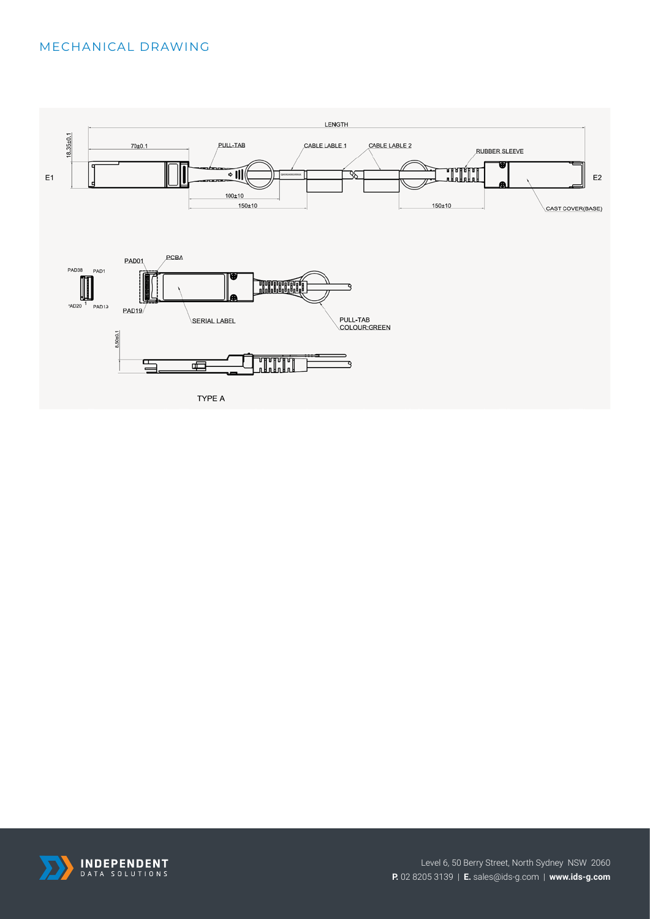# MECHANICAL DRAWING

LENGTH

18.35±0.1

70±0.1

PULL-TAB

CABLE LABLE 1

CABLE LABLE 2

RUBBER SLEEVE

E1

E2

100±10

150±10

150±10

CAST COVER(BASE)

PAD01

PCBA

PAD38

PAD1

PAD20

PAD19

1

PAD19

SERIAL LABEL

PULL-TAB
COLOUR:GREEN

8.50±0.1

TYPE A